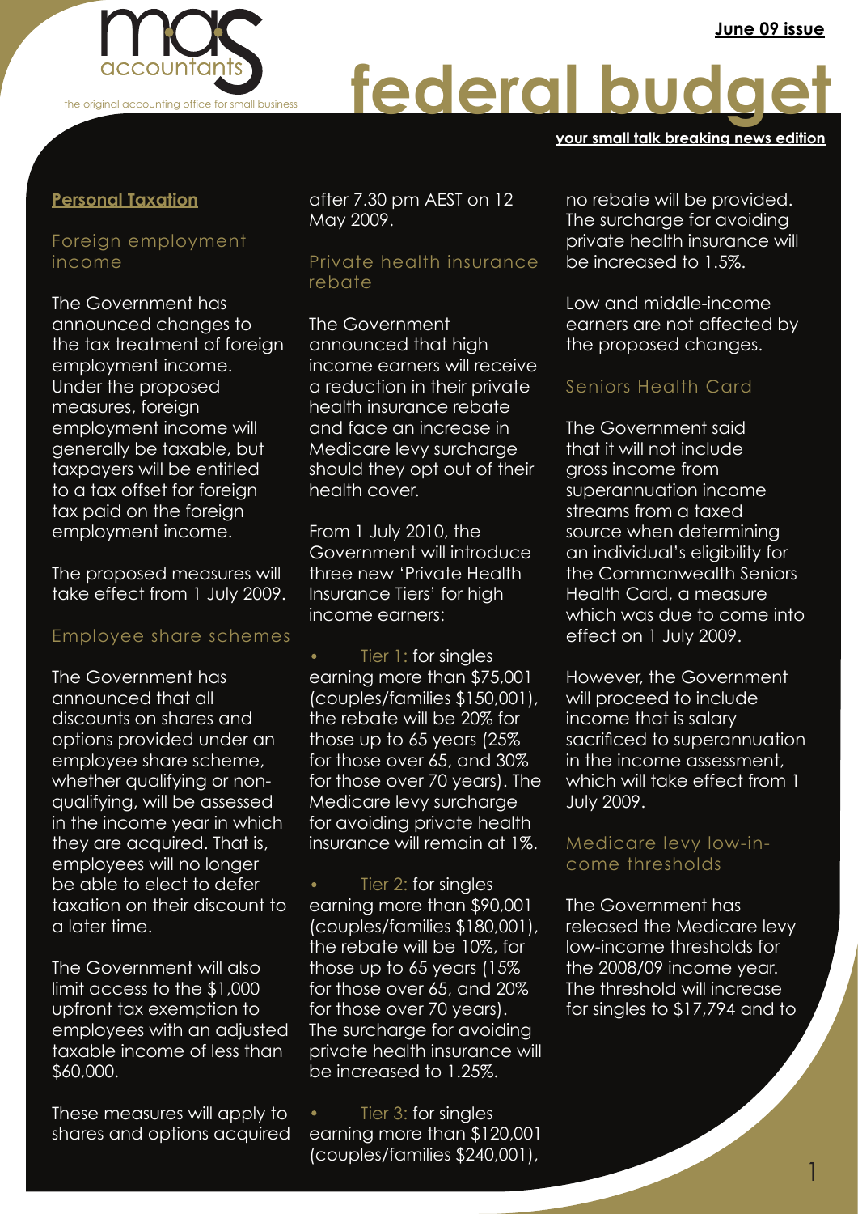mas accountants

the original accounting office for small business

June 09 issue

# federal budget

**your small talk breaking news edition**

## Personal Taxation

### Foreign employment income

The Government has announced changes to the tax treatment of foreign employment income. Under the proposed measures, foreign employment income will generally be taxable, but taxpayers will be entitled to a tax offset for foreign tax paid on the foreign employment income.

The proposed measures will take effect from 1 July 2009.

### Employee share schemes

The Government has announced that all discounts on shares and options provided under an employee share scheme, whether qualifying or non-qualifying, will be assessed in the income year in which they are acquired. That is, employees will no longer be able to elect to defer taxation on their discount to a later time.

The Government will also limit access to the $1,000 upfront tax exemption to employees with an adjusted taxable income of less than $60,000.

These measures will apply to shares and options acquired after 7.30 pm AEST on 12 May 2009.

### Private health insurance rebate

The Government announced that high income earners will receive a reduction in their private health insurance rebate and face an increase in Medicare levy surcharge should they opt out of their health cover.

From 1 July 2010, the Government will introduce three new 'Private Health Insurance Tiers' for high income earners:

- Tier 1: for singles earning more than $75,001 (couples/families $150,001), the rebate will be 20% for those up to 65 years (25% for those over 65, and 30% for those over 70 years). The Medicare levy surcharge for avoiding private health insurance will remain at 1%.
- Tier 2: for singles earning more than $90,001 (couples/families $180,001), the rebate will be 10%, for those up to 65 years (15% for those over 65, and 20% for those over 70 years). The surcharge for avoiding private health insurance will be increased to 1.25%.
- Tier 3: for singles earning more than $120,001 (couples/families $240,001), no rebate will be provided. The surcharge for avoiding private health insurance will be increased to 1.5%.

Low and middle-income earners are not affected by the proposed changes.

### Seniors Health Card

The Government said that it will not include gross income from superannuation income streams from a taxed source when determining an individual's eligibility for the Commonwealth Seniors Health Card, a measure which was due to come into effect on 1 July 2009.

However, the Government will proceed to include income that is salary sacrificed to superannuation in the income assessment, which will take effect from 1 July 2009.

### Medicare levy low-income thresholds

The Government has released the Medicare levy low-income thresholds for the 2008/09 income year. The threshold will increase for singles to $17,794 and to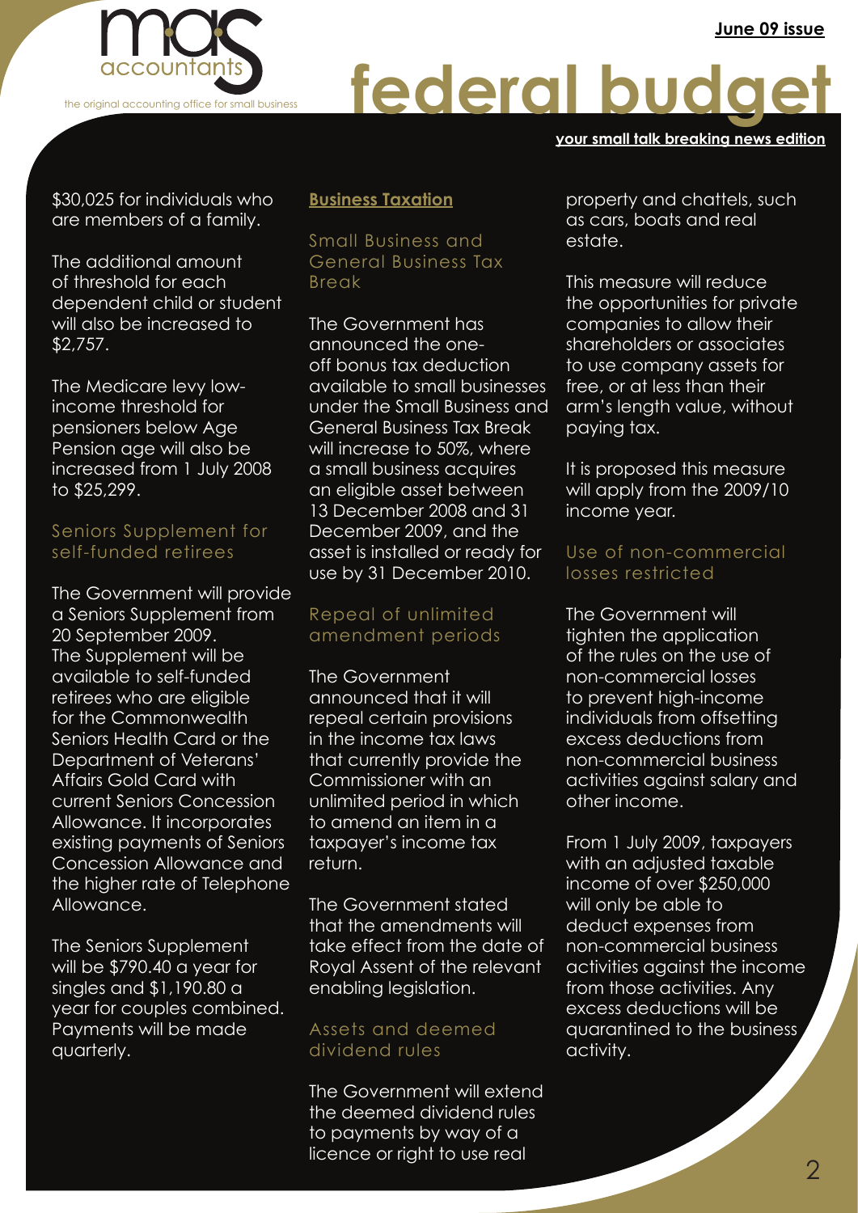$30,025 for individuals who are members of a family.

The additional amount of threshold for each dependent child or student will also be increased to $2,757.

The Medicare levy low-income threshold for pensioners below Age Pension age will also be increased from 1 July 2008 to $25,299.

### Seniors Supplement for self-funded retirees

The Government will provide a Seniors Supplement from 20 September 2009. The Supplement will be available to self-funded retirees who are eligible for the Commonwealth Seniors Health Card or the Department of Veterans' Affairs Gold Card with current Seniors Concession Allowance. It incorporates existing payments of Seniors Concession Allowance and the higher rate of Telephone Allowance.

The Seniors Supplement will be $790.40 a year for singles and $1,190.80 a year for couples combined. Payments will be made quarterly.

## Business Taxation

### Small Business and General Business Tax Break

The Government has announced the one-off bonus tax deduction available to small businesses under the Small Business and General Business Tax Break will increase to 50%, where a small business acquires an eligible asset between 13 December 2008 and 31 December 2009, and the asset is installed or ready for use by 31 December 2010.

### Repeal of unlimited amendment periods

The Government announced that it will repeal certain provisions in the income tax laws that currently provide the Commissioner with an unlimited period in which to amend an item in a taxpayer's income tax return.

The Government stated that the amendments will take effect from the date of Royal Assent of the relevant enabling legislation.

### Assets and deemed dividend rules

The Government will extend the deemed dividend rules to payments by way of a licence or right to use real property and chattels, such as cars, boats and real estate.

This measure will reduce the opportunities for private companies to allow their shareholders or associates to use company assets for free, or at less than their arm's length value, without paying tax.

It is proposed this measure will apply from the 2009/10 income year.

### Use of non-commercial losses restricted

The Government will tighten the application of the rules on the use of non-commercial losses to prevent high-income individuals from offsetting excess deductions from non-commercial business activities against salary and other income.

From 1 July 2009, taxpayers with an adjusted taxable income of over $250,000 will only be able to deduct expenses from non-commercial business activities against the income from those activities. Any excess deductions will be quarantined to the business activity.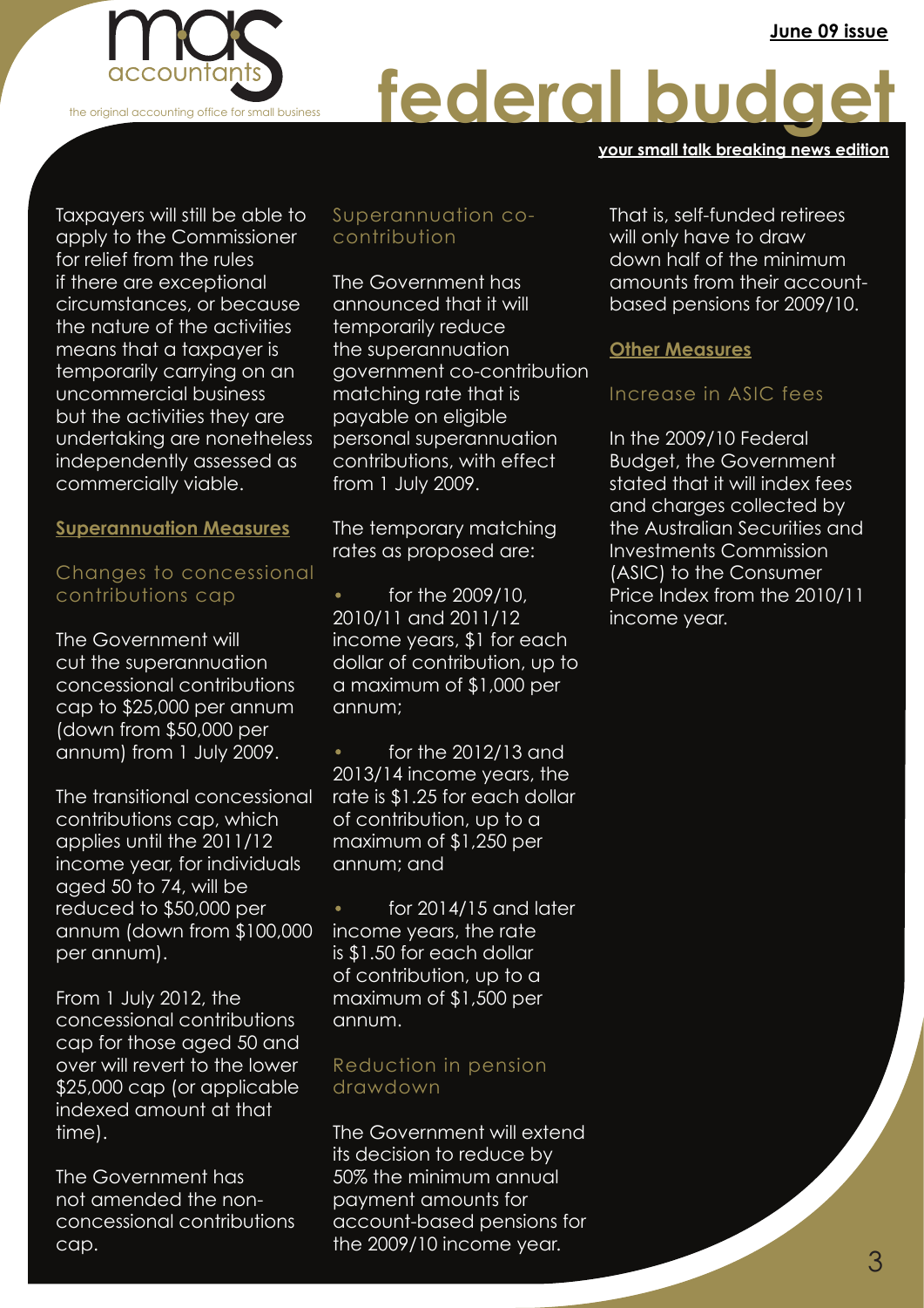Taxpayers will still be able to apply to the Commissioner for relief from the rules if there are exceptional circumstances, or because the nature of the activities means that a taxpayer is temporarily carrying on an uncommercial business but the activities they are undertaking are nonetheless independently assessed as commercially viable.

## Superannuation Measures

### Changes to concessional contributions cap

The Government will cut the superannuation concessional contributions cap to $25,000 per annum (down from $50,000 per annum) from 1 July 2009.

The transitional concessional contributions cap, which applies until the 2011/12 income year, for individuals aged 50 to 74, will be reduced to $50,000 per annum (down from $100,000 per annum).

From 1 July 2012, the concessional contributions cap for those aged 50 and over will revert to the lower $25,000 cap (or applicable indexed amount at that time).

The Government has not amended the non-concessional contributions cap.

### Superannuation co-contribution

The Government has announced that it will temporarily reduce the superannuation government co-contribution matching rate that is payable on eligible personal superannuation contributions, with effect from 1 July 2009.

The temporary matching rates as proposed are:

- for the 2009/10, 2010/11 and 2011/12 income years, $1 for each dollar of contribution, up to a maximum of $1,000 per annum;
- for the 2012/13 and 2013/14 income years, the rate is $1.25 for each dollar of contribution, up to a maximum of $1,250 per annum; and
- for 2014/15 and later income years, the rate is $1.50 for each dollar of contribution, up to a maximum of $1,500 per annum.

### Reduction in pension drawdown

The Government will extend its decision to reduce by 50% the minimum annual payment amounts for account-based pensions for the 2009/10 income year.

That is, self-funded retirees will only have to draw down half of the minimum amounts from their account-based pensions for 2009/10.

## Other Measures

### Increase in ASIC fees

In the 2009/10 Federal Budget, the Government stated that it will index fees and charges collected by the Australian Securities and Investments Commission (ASIC) to the Consumer Price Index from the 2010/11 income year.